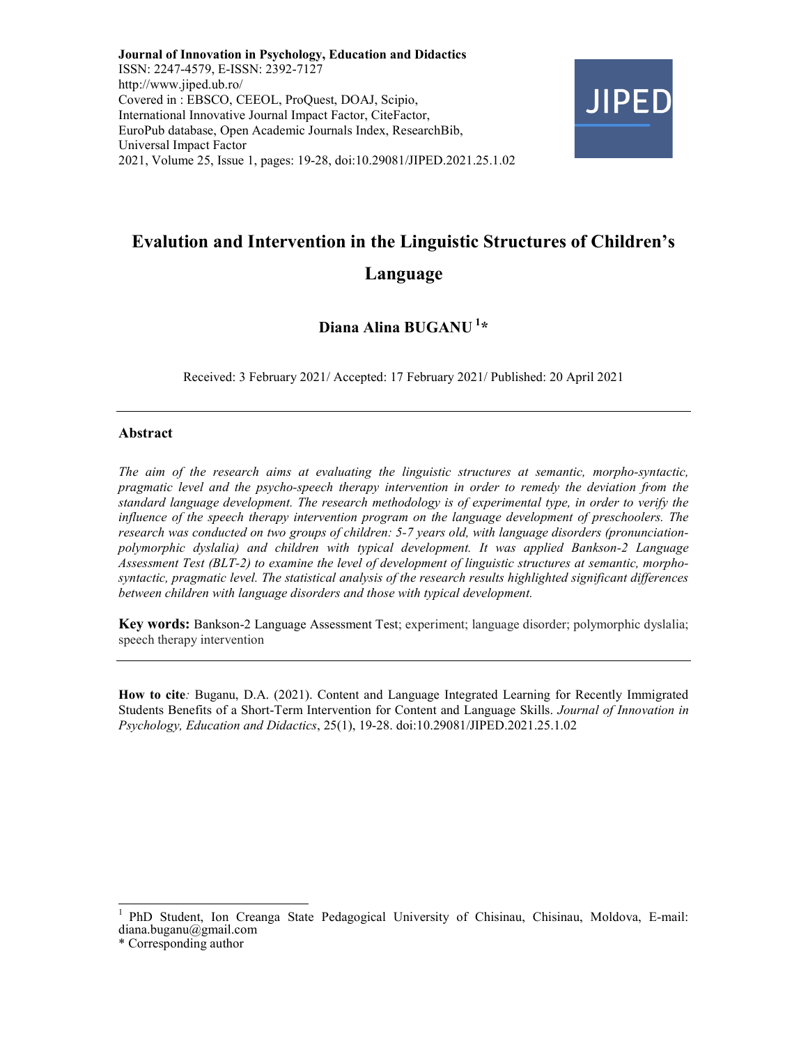**Journal of Innovation in Psychology, Education and Didactics**
ISSN: 2247-4579, E-ISSN: 2392-7127
http://www.jiped.ub.ro/
Covered in : EBSCO, CEEOL, ProQuest, DOAJ, Scipio, International Innovative Journal Impact Factor, CiteFactor, EuroPub database, Open Academic Journals Index, ResearchBib, Universal Impact Factor
2021, Volume 25, Issue 1, pages: 19-28, doi:10.29081/JIPED.2021.25.1.02

# Evalution and Intervention in the Linguistic Structures of Children's Language

**Diana Alina BUGANU [1]\***

Received: 3 February 2021/ Accepted: 17 February 2021/ Published: 20 April 2021

## Abstract

*The aim of the research aims at evaluating the linguistic structures at semantic, morpho-syntactic, pragmatic level and the psycho-speech therapy intervention in order to remedy the deviation from the standard language development. The research methodology is of experimental type, in order to verify the influence of the speech therapy intervention program on the language development of preschoolers. The research was conducted on two groups of children: 5-7 years old, with language disorders (pronunciation-polymorphic dyslalia) and children with typical development. It was applied Bankson-2 Language Assessment Test (BLT-2) to examine the level of development of linguistic structures at semantic, morpho-syntactic, pragmatic level. The statistical analysis of the research results highlighted significant differences between children with language disorders and those with typical development.*

**Key words:** Bankson-2 Language Assessment Test; experiment; language disorder; polymorphic dyslalia; speech therapy intervention

**How to cite***:* Buganu, D.A. (2021). Content and Language Integrated Learning for Recently Immigrated Students Benefits of a Short-Term Intervention for Content and Language Skills. *Journal of Innovation in Psychology, Education and Didactics*, 25(1), 19-28. doi:10.29081/JIPED.2021.25.1.02

---

[1] PhD Student, Ion Creanga State Pedagogical University of Chisinau, Chisinau, Moldova, E-mail: diana.buganu@gmail.com

\* Corresponding author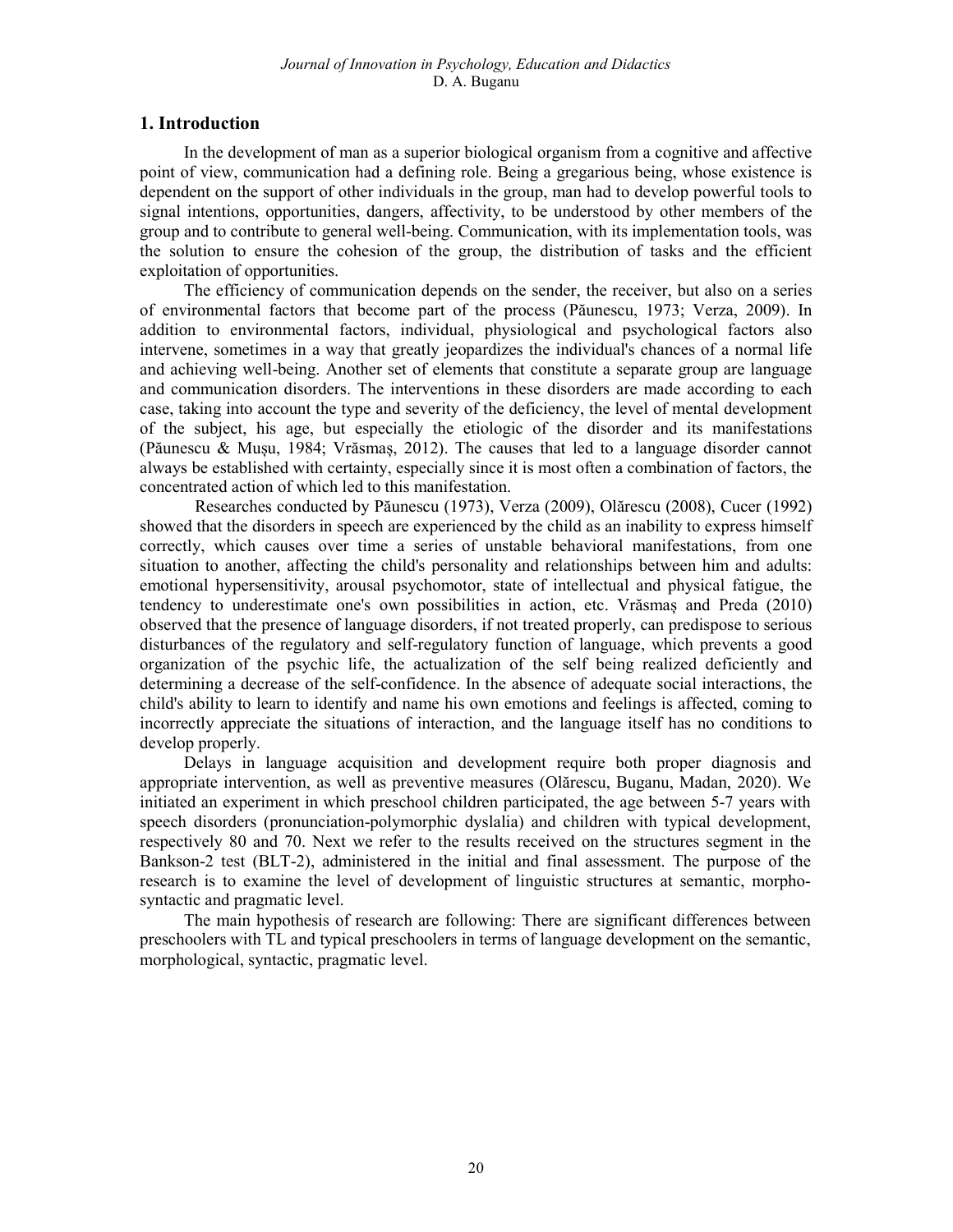## 1. Introduction

In the development of man as a superior biological organism from a cognitive and affective point of view, communication had a defining role. Being a gregarious being, whose existence is dependent on the support of other individuals in the group, man had to develop powerful tools to signal intentions, opportunities, dangers, affectivity, to be understood by other members of the group and to contribute to general well-being. Communication, with its implementation tools, was the solution to ensure the cohesion of the group, the distribution of tasks and the efficient exploitation of opportunities.

The efficiency of communication depends on the sender, the receiver, but also on a series of environmental factors that become part of the process (Păunescu, 1973; Verza, 2009). In addition to environmental factors, individual, physiological and psychological factors also intervene, sometimes in a way that greatly jeopardizes the individual's chances of a normal life and achieving well-being. Another set of elements that constitute a separate group are language and communication disorders. The interventions in these disorders are made according to each case, taking into account the type and severity of the deficiency, the level of mental development of the subject, his age, but especially the etiologic of the disorder and its manifestations (Păunescu & Mușu, 1984; Vrăsmaș, 2012). The causes that led to a language disorder cannot always be established with certainty, especially since it is most often a combination of factors, the concentrated action of which led to this manifestation.

Researches conducted by Păunescu (1973), Verza (2009), Olărescu (2008), Cucer (1992) showed that the disorders in speech are experienced by the child as an inability to express himself correctly, which causes over time a series of unstable behavioral manifestations, from one situation to another, affecting the child's personality and relationships between him and adults: emotional hypersensitivity, arousal psychomotor, state of intellectual and physical fatigue, the tendency to underestimate one's own possibilities in action, etc. Vrăsmaș and Preda (2010) observed that the presence of language disorders, if not treated properly, can predispose to serious disturbances of the regulatory and self-regulatory function of language, which prevents a good organization of the psychic life, the actualization of the self being realized deficiently and determining a decrease of the self-confidence. In the absence of adequate social interactions, the child's ability to learn to identify and name his own emotions and feelings is affected, coming to incorrectly appreciate the situations of interaction, and the language itself has no conditions to develop properly.

Delays in language acquisition and development require both proper diagnosis and appropriate intervention, as well as preventive measures (Olărescu, Buganu, Madan, 2020). We initiated an experiment in which preschool children participated, the age between 5-7 years with speech disorders (pronunciation-polymorphic dyslalia) and children with typical development, respectively 80 and 70. Next we refer to the results received on the structures segment in the Bankson-2 test (BLT-2), administered in the initial and final assessment. The purpose of the research is to examine the level of development of linguistic structures at semantic, morpho-syntactic and pragmatic level.

The main hypothesis of research are following: There are significant differences between preschoolers with TL and typical preschoolers in terms of language development on the semantic, morphological, syntactic, pragmatic level.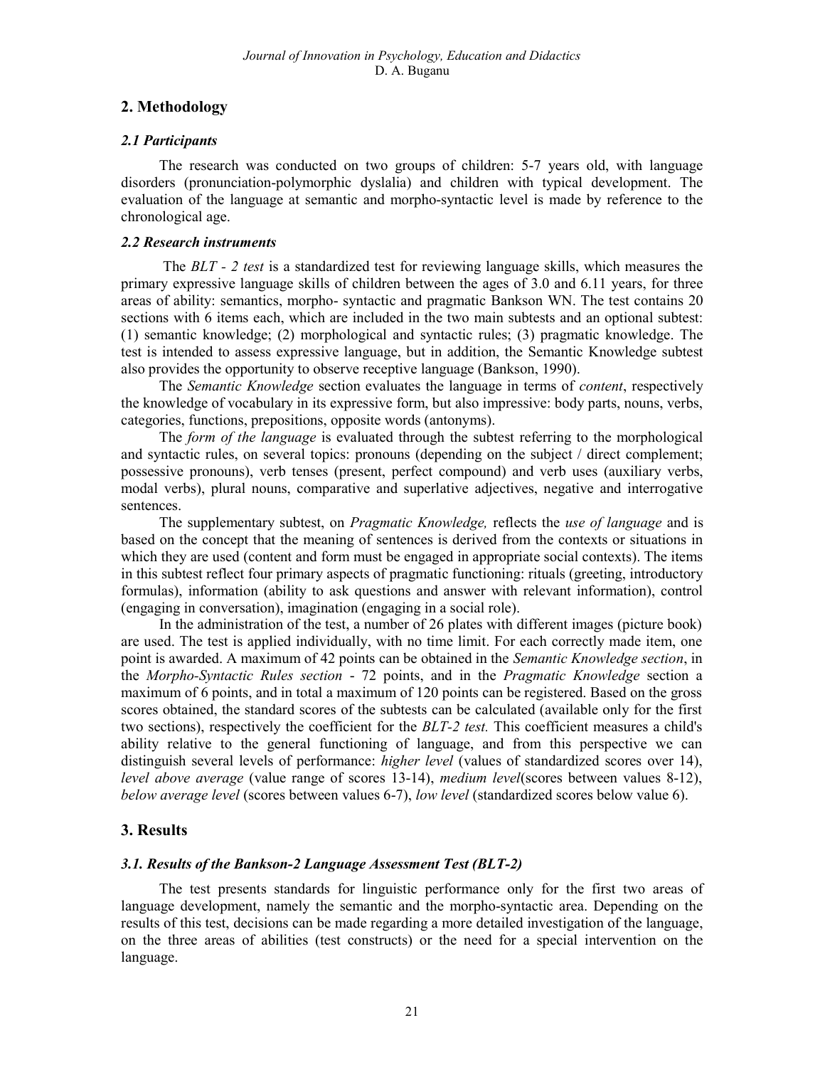## 2. Methodology

### *2.1 Participants*

The research was conducted on two groups of children: 5-7 years old, with language disorders (pronunciation-polymorphic dyslalia) and children with typical development. The evaluation of the language at semantic and morpho-syntactic level is made by reference to the chronological age.

### *2.2 Research instruments*

The *BLT - 2 test* is a standardized test for reviewing language skills, which measures the primary expressive language skills of children between the ages of 3.0 and 6.11 years, for three areas of ability: semantics, morpho- syntactic and pragmatic Bankson WN. The test contains 20 sections with 6 items each, which are included in the two main subtests and an optional subtest: (1) semantic knowledge; (2) morphological and syntactic rules; (3) pragmatic knowledge. The test is intended to assess expressive language, but in addition, the Semantic Knowledge subtest also provides the opportunity to observe receptive language (Bankson, 1990).

The *Semantic Knowledge* section evaluates the language in terms of *content*, respectively the knowledge of vocabulary in its expressive form, but also impressive: body parts, nouns, verbs, categories, functions, prepositions, opposite words (antonyms).

The *form of the language* is evaluated through the subtest referring to the morphological and syntactic rules, on several topics: pronouns (depending on the subject / direct complement; possessive pronouns), verb tenses (present, perfect compound) and verb uses (auxiliary verbs, modal verbs), plural nouns, comparative and superlative adjectives, negative and interrogative sentences.

The supplementary subtest, on *Pragmatic Knowledge,* reflects the *use of language* and is based on the concept that the meaning of sentences is derived from the contexts or situations in which they are used (content and form must be engaged in appropriate social contexts). The items in this subtest reflect four primary aspects of pragmatic functioning: rituals (greeting, introductory formulas), information (ability to ask questions and answer with relevant information), control (engaging in conversation), imagination (engaging in a social role).

In the administration of the test, a number of 26 plates with different images (picture book) are used. The test is applied individually, with no time limit. For each correctly made item, one point is awarded. A maximum of 42 points can be obtained in the *Semantic Knowledge section*, in the *Morpho-Syntactic Rules section* - 72 points, and in the *Pragmatic Knowledge* section a maximum of 6 points, and in total a maximum of 120 points can be registered. Based on the gross scores obtained, the standard scores of the subtests can be calculated (available only for the first two sections), respectively the coefficient for the *BLT-2 test.* This coefficient measures a child's ability relative to the general functioning of language, and from this perspective we can distinguish several levels of performance: *higher level* (values of standardized scores over 14), *level above average* (value range of scores 13-14), *medium level*(scores between values 8-12), *below average level* (scores between values 6-7), *low level* (standardized scores below value 6).

## 3. Results

### *3.1. Results of the Bankson-2 Language Assessment Test (BLT-2)*

The test presents standards for linguistic performance only for the first two areas of language development, namely the semantic and the morpho-syntactic area. Depending on the results of this test, decisions can be made regarding a more detailed investigation of the language, on the three areas of abilities (test constructs) or the need for a special intervention on the language.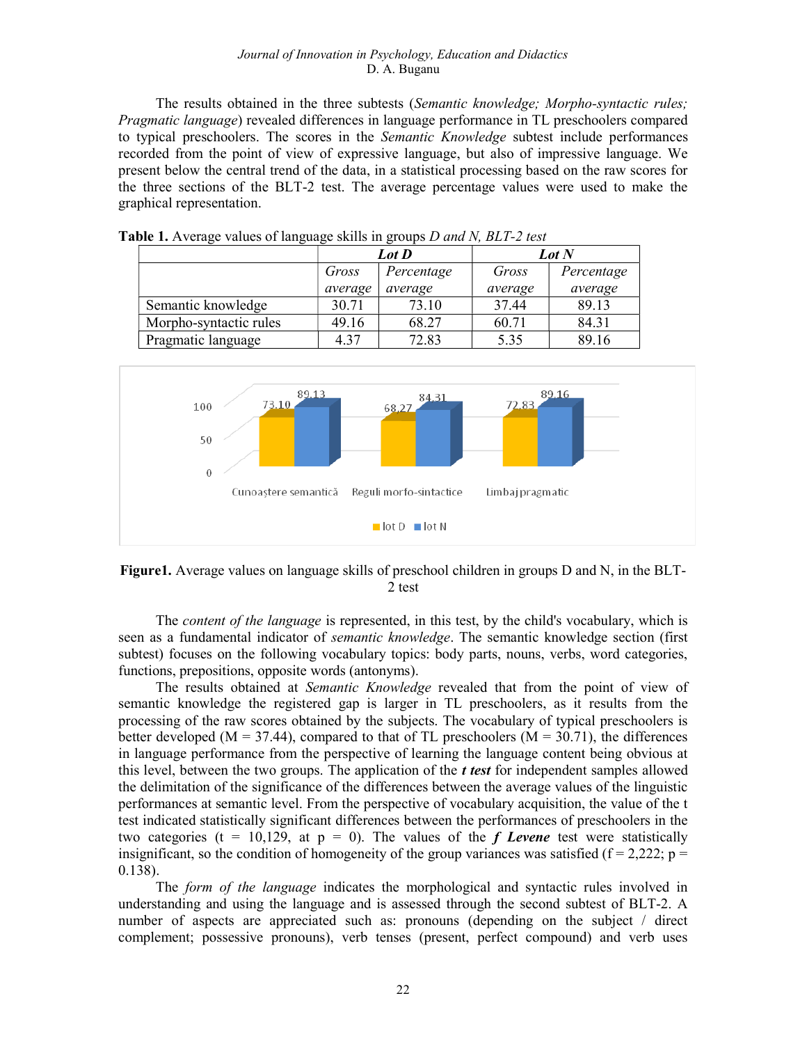The results obtained in the three subtests (*Semantic knowledge; Morpho-syntactic rules; Pragmatic language*) revealed differences in language performance in TL preschoolers compared to typical preschoolers. The scores in the *Semantic Knowledge* subtest include performances recorded from the point of view of expressive language, but also of impressive language. We present below the central trend of the data, in a statistical processing based on the raw scores for the three sections of the BLT-2 test. The average percentage values were used to make the graphical representation.

**Table 1.** Average values of language skills in groups *D and N, BLT-2 test*

| | *Lot D* | | *Lot N* | |
|---|---|---|---|---|
| | *Gross average* | *Percentage average* | *Gross average* | *Percentage average* |
| Semantic knowledge | 30.71 | 73.10 | 37.44 | 89.13 |
| Morpho-syntactic rules | 49.16 | 68.27 | 60.71 | 84.31 |
| Pragmatic language | 4.37 | 72.83 | 5.35 | 89.16 |

**Figure1.** Average values on language skills of preschool children in groups D and N, in the BLT-2 test

The *content of the language* is represented, in this test, by the child's vocabulary, which is seen as a fundamental indicator of *semantic knowledge*. The semantic knowledge section (first subtest) focuses on the following vocabulary topics: body parts, nouns, verbs, word categories, functions, prepositions, opposite words (antonyms).

The results obtained at *Semantic Knowledge* revealed that from the point of view of semantic knowledge the registered gap is larger in TL preschoolers, as it results from the processing of the raw scores obtained by the subjects. The vocabulary of typical preschoolers is better developed (M = 37.44), compared to that of TL preschoolers (M = 30.71), the differences in language performance from the perspective of learning the language content being obvious at this level, between the two groups. The application of the ***t test*** for independent samples allowed the delimitation of the significance of the differences between the average values of the linguistic performances at semantic level. From the perspective of vocabulary acquisition, the value of the t test indicated statistically significant differences between the performances of preschoolers in the two categories (t = 10,129, at p = 0). The values of the ***f Levene*** test were statistically insignificant, so the condition of homogeneity of the group variances was satisfied (f = 2,222; p = 0.138).

The *form of the language* indicates the morphological and syntactic rules involved in understanding and using the language and is assessed through the second subtest of BLT-2. A number of aspects are appreciated such as: pronouns (depending on the subject / direct complement; possessive pronouns), verb tenses (present, perfect compound) and verb uses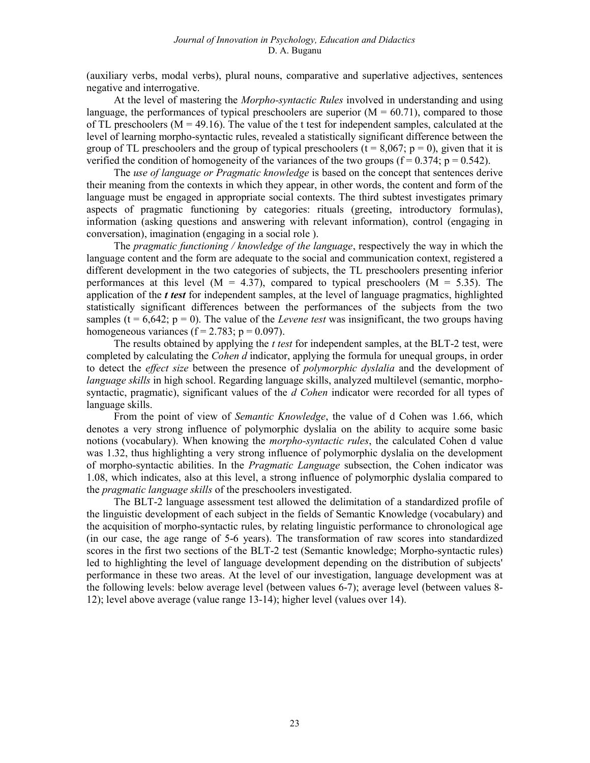(auxiliary verbs, modal verbs), plural nouns, comparative and superlative adjectives, sentences negative and interrogative.

At the level of mastering the *Morpho-syntactic Rules* involved in understanding and using language, the performances of typical preschoolers are superior ($M = 60.71$), compared to those of TL preschoolers ($M = 49.16$). The value of the t test for independent samples, calculated at the level of learning morpho-syntactic rules, revealed a statistically significant difference between the group of TL preschoolers and the group of typical preschoolers ($t = 8,067$; $p = 0$), given that it is verified the condition of homogeneity of the variances of the two groups ($f = 0.374$; $p = 0.542$).

The *use of language or Pragmatic knowledge* is based on the concept that sentences derive their meaning from the contexts in which they appear, in other words, the content and form of the language must be engaged in appropriate social contexts. The third subtest investigates primary aspects of pragmatic functioning by categories: rituals (greeting, introductory formulas), information (asking questions and answering with relevant information), control (engaging in conversation), imagination (engaging in a social role ).

The *pragmatic functioning / knowledge of the language*, respectively the way in which the language content and the form are adequate to the social and communication context, registered a different development in the two categories of subjects, the TL preschoolers presenting inferior performances at this level ($M = 4.37$), compared to typical preschoolers ($M = 5.35$). The application of the ***t test*** for independent samples, at the level of language pragmatics, highlighted statistically significant differences between the performances of the subjects from the two samples ($t = 6,642$; $p = 0$). The value of the *Levene test* was insignificant, the two groups having homogeneous variances ($f = 2.783$; $p = 0.097$).

The results obtained by applying the *t test* for independent samples, at the BLT-2 test, were completed by calculating the *Cohen d* indicator, applying the formula for unequal groups, in order to detect the *effect size* between the presence of *polymorphic dyslalia* and the development of *language skills* in high school. Regarding language skills, analyzed multilevel (semantic, morpho-syntactic, pragmatic), significant values of the *d Cohen* indicator were recorded for all types of language skills.

From the point of view of *Semantic Knowledge*, the value of d Cohen was 1.66, which denotes a very strong influence of polymorphic dyslalia on the ability to acquire some basic notions (vocabulary). When knowing the *morpho-syntactic rules*, the calculated Cohen d value was 1.32, thus highlighting a very strong influence of polymorphic dyslalia on the development of morpho-syntactic abilities. In the *Pragmatic Language* subsection, the Cohen indicator was 1.08, which indicates, also at this level, a strong influence of polymorphic dyslalia compared to the *pragmatic language skills* of the preschoolers investigated.

The BLT-2 language assessment test allowed the delimitation of a standardized profile of the linguistic development of each subject in the fields of Semantic Knowledge (vocabulary) and the acquisition of morpho-syntactic rules, by relating linguistic performance to chronological age (in our case, the age range of 5-6 years). The transformation of raw scores into standardized scores in the first two sections of the BLT-2 test (Semantic knowledge; Morpho-syntactic rules) led to highlighting the level of language development depending on the distribution of subjects' performance in these two areas. At the level of our investigation, language development was at the following levels: below average level (between values 6-7); average level (between values 8-12); level above average (value range 13-14); higher level (values over 14).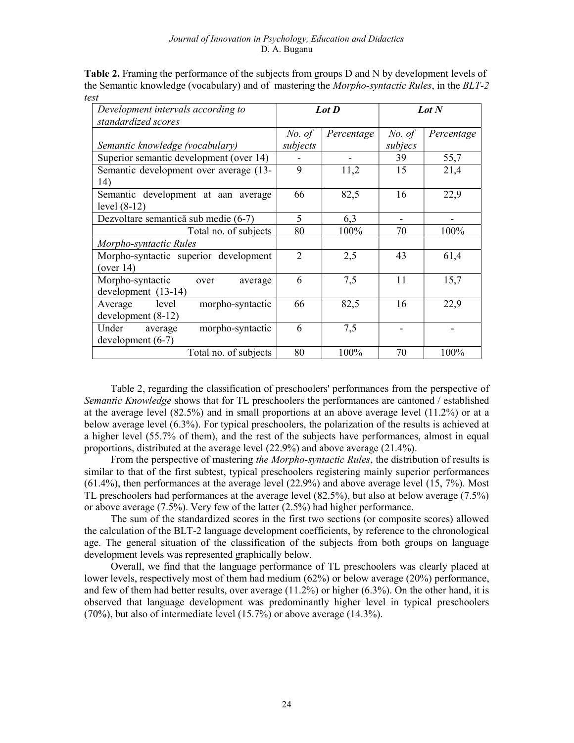**Table 2.** Framing the performance of the subjects from groups D and N by development levels of the Semantic knowledge (vocabulary) and of mastering the *Morpho-syntactic Rules*, in the *BLT-2 test*

| *Development intervals according to standardized scores* | ***Lot D*** | | ***Lot N*** | |
|---|---|---|---|---|
| *Semantic knowledge (vocabulary)* | *No. of subjects* | *Percentage* | *No. of subjecs* | *Percentage* |
| Superior semantic development (over 14) | - | - | 39 | 55,7 |
| Semantic development over average (13-14) | 9 | 11,2 | 15 | 21,4 |
| Semantic development at aan average level (8-12) | 66 | 82,5 | 16 | 22,9 |
| Dezvoltare semantică sub medie (6-7) | 5 | 6,3 | - | - |
| Total no. of subjects | 80 | 100% | 70 | 100% |
| *Morpho-syntactic Rules* | | | | |
| Morpho-syntactic superior development (over 14) | 2 | 2,5 | 43 | 61,4 |
| Morpho-syntactic over average development (13-14) | 6 | 7,5 | 11 | 15,7 |
| Average level morpho-syntactic development (8-12) | 66 | 82,5 | 16 | 22,9 |
| Under average morpho-syntactic development (6-7) | 6 | 7,5 | - | - |
| Total no. of subjects | 80 | 100% | 70 | 100% |

Table 2, regarding the classification of preschoolers' performances from the perspective of *Semantic Knowledge* shows that for TL preschoolers the performances are cantoned / established at the average level (82.5%) and in small proportions at an above average level (11.2%) or at a below average level (6.3%). For typical preschoolers, the polarization of the results is achieved at a higher level (55.7% of them), and the rest of the subjects have performances, almost in equal proportions, distributed at the average level (22.9%) and above average (21.4%).

From the perspective of mastering *the Morpho-syntactic Rules*, the distribution of results is similar to that of the first subtest, typical preschoolers registering mainly superior performances (61.4%), then performances at the average level (22.9%) and above average level (15, 7%). Most TL preschoolers had performances at the average level (82.5%), but also at below average (7.5%) or above average (7.5%). Very few of the latter (2.5%) had higher performance.

The sum of the standardized scores in the first two sections (or composite scores) allowed the calculation of the BLT-2 language development coefficients, by reference to the chronological age. The general situation of the classification of the subjects from both groups on language development levels was represented graphically below.

Overall, we find that the language performance of TL preschoolers was clearly placed at lower levels, respectively most of them had medium (62%) or below average (20%) performance, and few of them had better results, over average (11.2%) or higher (6.3%). On the other hand, it is observed that language development was predominantly higher level in typical preschoolers (70%), but also of intermediate level (15.7%) or above average (14.3%).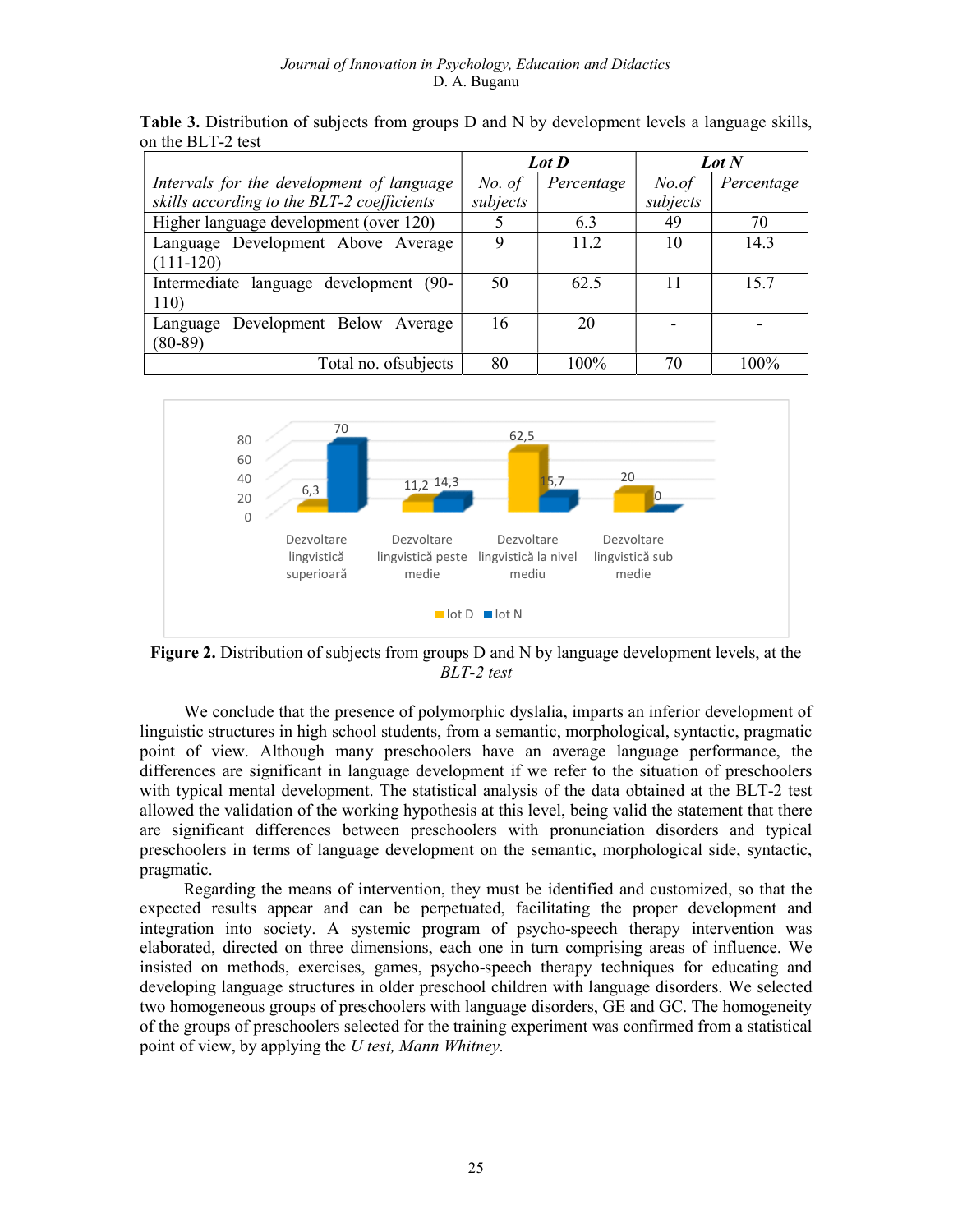**Table 3.** Distribution of subjects from groups D and N by development levels a language skills, on the BLT-2 test

| | *Lot D* | | *Lot N* | |
|---|---|---|---|---|
| *Intervals for the development of language skills according to the BLT-2 coefficients* | *No. of subjects* | *Percentage* | *No.of subjects* | *Percentage* |
| Higher language development (over 120) | 5 | 6.3 | 49 | 70 |
| Language Development Above Average (111-120) | 9 | 11.2 | 10 | 14.3 |
| Intermediate language development (90-110) | 50 | 62.5 | 11 | 15.7 |
| Language Development Below Average (80-89) | 16 | 20 | - | - |
| Total no. ofsubjects | 80 | 100% | 70 | 100% |

**Figure 2.** Distribution of subjects from groups D and N by language development levels, at the *BLT-2 test*

We conclude that the presence of polymorphic dyslalia, imparts an inferior development of linguistic structures in high school students, from a semantic, morphological, syntactic, pragmatic point of view. Although many preschoolers have an average language performance, the differences are significant in language development if we refer to the situation of preschoolers with typical mental development. The statistical analysis of the data obtained at the BLT-2 test allowed the validation of the working hypothesis at this level, being valid the statement that there are significant differences between preschoolers with pronunciation disorders and typical preschoolers in terms of language development on the semantic, morphological side, syntactic, pragmatic.

Regarding the means of intervention, they must be identified and customized, so that the expected results appear and can be perpetuated, facilitating the proper development and integration into society. A systemic program of psycho-speech therapy intervention was elaborated, directed on three dimensions, each one in turn comprising areas of influence. We insisted on methods, exercises, games, psycho-speech therapy techniques for educating and developing language structures in older preschool children with language disorders. We selected two homogeneous groups of preschoolers with language disorders, GE and GC. The homogeneity of the groups of preschoolers selected for the training experiment was confirmed from a statistical point of view, by applying the *U test, Mann Whitney.*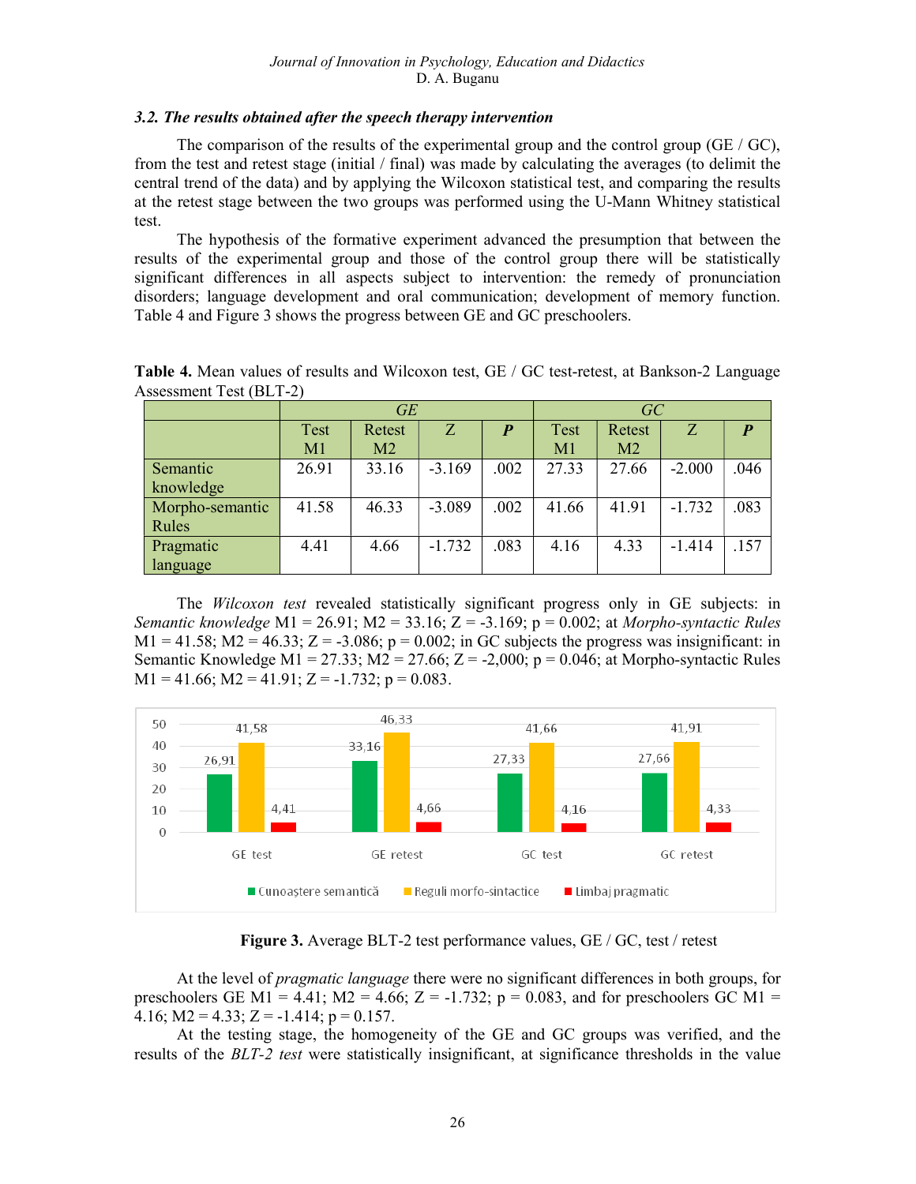### 3.2. The results obtained after the speech therapy intervention

The comparison of the results of the experimental group and the control group (GE / GC), from the test and retest stage (initial / final) was made by calculating the averages (to delimit the central trend of the data) and by applying the Wilcoxon statistical test, and comparing the results at the retest stage between the two groups was performed using the U-Mann Whitney statistical test.

The hypothesis of the formative experiment advanced the presumption that between the results of the experimental group and those of the control group there will be statistically significant differences in all aspects subject to intervention: the remedy of pronunciation disorders; language development and oral communication; development of memory function. Table 4 and Figure 3 shows the progress between GE and GC preschoolers.

**Table 4.** Mean values of results and Wilcoxon test, GE / GC test-retest, at Bankson-2 Language Assessment Test (BLT-2)

| | *GE* | | | | *GC* | | | |
|---|---|---|---|---|---|---|---|---|
| | Test M1 | Retest M2 | Z | ***P*** | Test M1 | Retest M2 | Z | ***P*** |
| Semantic knowledge | 26.91 | 33.16 | -3.169 | .002 | 27.33 | 27.66 | -2.000 | .046 |
| Morpho-semantic Rules | 41.58 | 46.33 | -3.089 | .002 | 41.66 | 41.91 | -1.732 | .083 |
| Pragmatic language | 4.41 | 4.66 | -1.732 | .083 | 4.16 | 4.33 | -1.414 | .157 |

The *Wilcoxon test* revealed statistically significant progress only in GE subjects: in *Semantic knowledge* M1 = 26.91; M2 = 33.16; Z = -3.169; p = 0.002; at *Morpho-syntactic Rules* M1 = 41.58; M2 = 46.33; Z = -3.086; p = 0.002; in GC subjects the progress was insignificant: in Semantic Knowledge M1 = 27.33; M2 = 27.66; Z = -2,000; p = 0.046; at Morpho-syntactic Rules M1 = 41.66; M2 = 41.91; Z = -1.732; p = 0.083.

**Figure 3.** Average BLT-2 test performance values, GE / GC, test / retest

At the level of *pragmatic language* there were no significant differences in both groups, for preschoolers GE M1 = 4.41; M2 = 4.66; Z = -1.732; p = 0.083, and for preschoolers GC M1 = 4.16; M2 = 4.33; Z = -1.414; p = 0.157.

At the testing stage, the homogeneity of the GE and GC groups was verified, and the results of the *BLT-2 test* were statistically insignificant, at significance thresholds in the value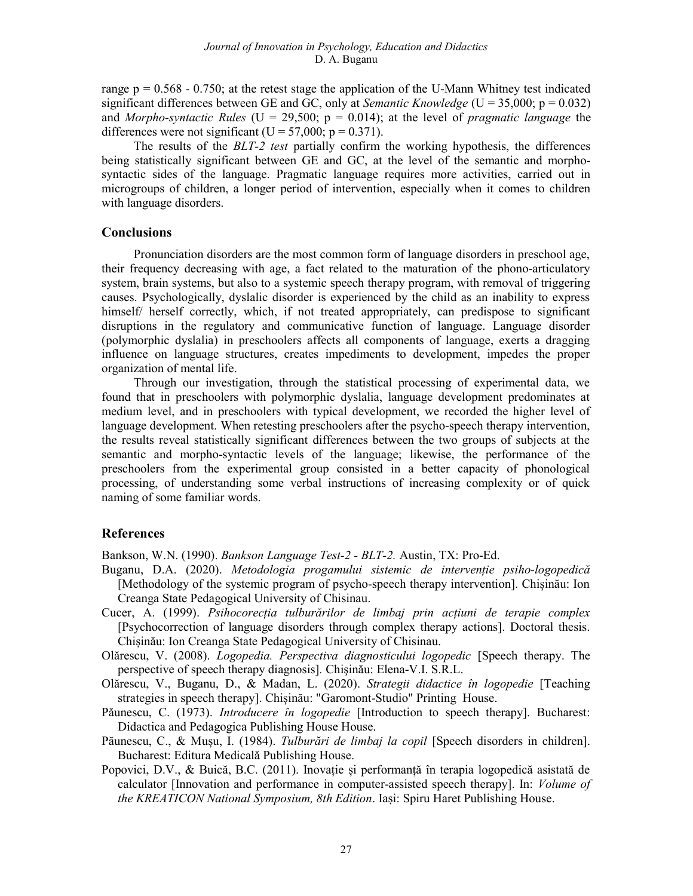range $p = 0.568 - 0.750$; at the retest stage the application of the U-Mann Whitney test indicated significant differences between GE and GC, only at *Semantic Knowledge* ($U = 35,000$; $p = 0.032$) and *Morpho-syntactic Rules* ($U = 29,500$; $p = 0.014$); at the level of *pragmatic language* the differences were not significant ($U = 57,000$; $p = 0.371$).

The results of the *BLT-2 test* partially confirm the working hypothesis, the differences being statistically significant between GE and GC, at the level of the semantic and morpho-syntactic sides of the language. Pragmatic language requires more activities, carried out in microgroups of children, a longer period of intervention, especially when it comes to children with language disorders.

## Conclusions

Pronunciation disorders are the most common form of language disorders in preschool age, their frequency decreasing with age, a fact related to the maturation of the phono-articulatory system, brain systems, but also to a systemic speech therapy program, with removal of triggering causes. Psychologically, dyslalic disorder is experienced by the child as an inability to express himself/ herself correctly, which, if not treated appropriately, can predispose to significant disruptions in the regulatory and communicative function of language. Language disorder (polymorphic dyslalia) in preschoolers affects all components of language, exerts a dragging influence on language structures, creates impediments to development, impedes the proper organization of mental life.

Through our investigation, through the statistical processing of experimental data, we found that in preschoolers with polymorphic dyslalia, language development predominates at medium level, and in preschoolers with typical development, we recorded the higher level of language development. When retesting preschoolers after the psycho-speech therapy intervention, the results reveal statistically significant differences between the two groups of subjects at the semantic and morpho-syntactic levels of the language; likewise, the performance of the preschoolers from the experimental group consisted in a better capacity of phonological processing, of understanding some verbal instructions of increasing complexity or of quick naming of some familiar words.

## References

Bankson, W.N. (1990). *Bankson Language Test-2 - BLT-2.* Austin, TX: Pro-Ed.

Buganu, D.A. (2020). *Metodologia progamului sistemic de intervenție psiho-logopedică* [Methodology of the systemic program of psycho-speech therapy intervention]. Chișinău: Ion Creanga State Pedagogical University of Chisinau.

Cucer, A. (1999). *Psihocorecția tulburărilor de limbaj prin acțiuni de terapie complex* [Psychocorrection of language disorders through complex therapy actions]. Doctoral thesis. Chișinău: Ion Creanga State Pedagogical University of Chisinau.

Olărescu, V. (2008). *Logopedia. Perspectiva diagnosticului logopedic* [Speech therapy. The perspective of speech therapy diagnosis]. Chişinău: Elena-V.I. S.R.L.

Olărescu, V., Buganu, D., & Madan, L. (2020). *Strategii didactice în logopedie* [Teaching strategies in speech therapy]. Chișinău: "Garomont-Studio" Printing House.

Păunescu, C. (1973). *Introducere în logopedie* [Introduction to speech therapy]. Bucharest: Didactica and Pedagogica Publishing House House.

Păunescu, C., & Mușu, I. (1984). *Tulburări de limbaj la copil* [Speech disorders in children]. Bucharest: Editura Medicală Publishing House.

Popovici, D.V., & Buică, B.C. (2011). Inovație și performanță în terapia logopedică asistată de calculator [Innovation and performance in computer-assisted speech therapy]. In: *Volume of the KREATICON National Symposium, 8th Edition*. Iași: Spiru Haret Publishing House.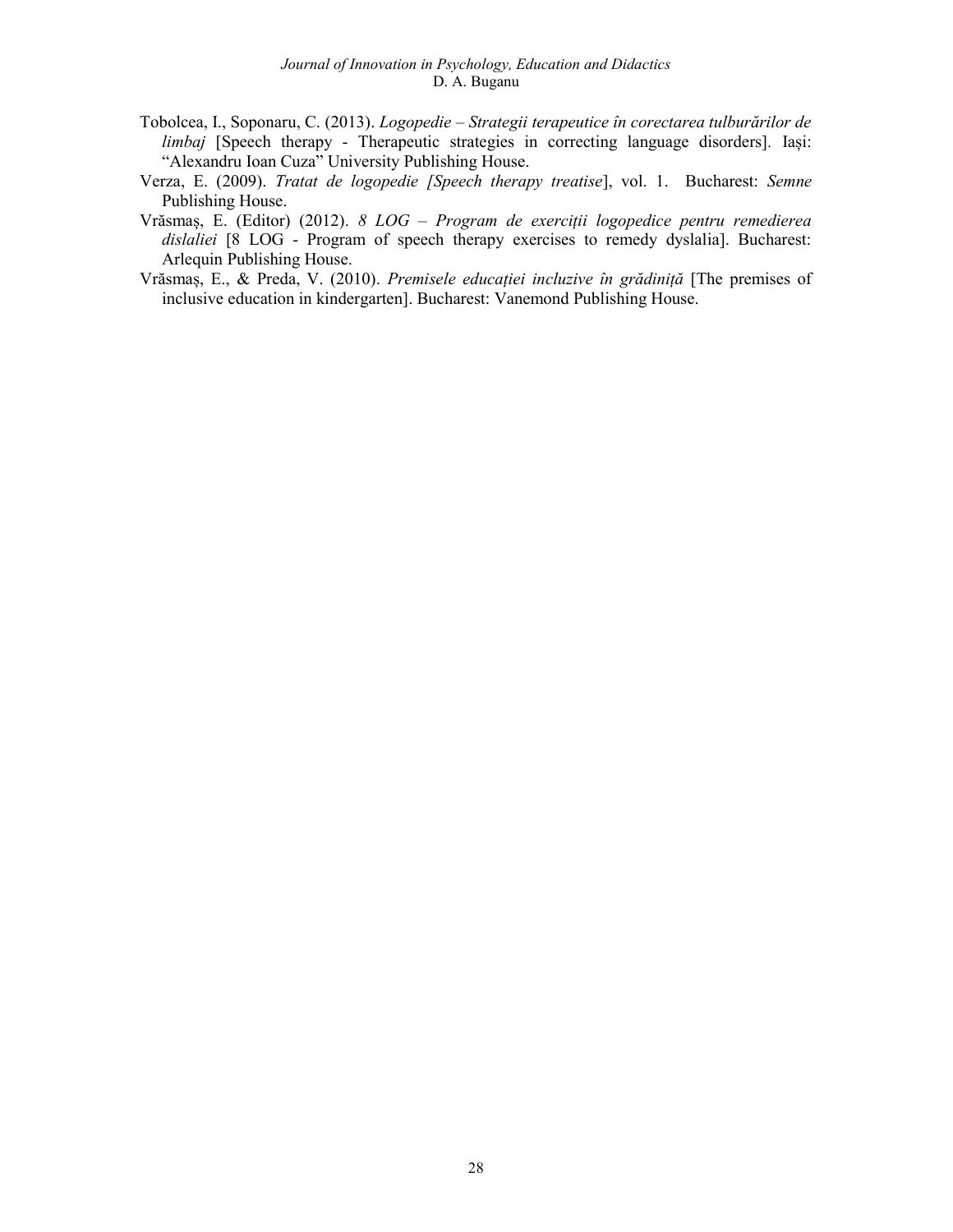Tobolcea, I., Soponaru, C. (2013). *Logopedie – Strategii terapeutice în corectarea tulburărilor de limbaj* [Speech therapy - Therapeutic strategies in correcting language disorders]. Iași: "Alexandru Ioan Cuza" University Publishing House.

Verza, E. (2009). *Tratat de logopedie [Speech therapy treatise*], vol. 1. Bucharest: *Semne* Publishing House.

Vrăsmaș, E. (Editor) (2012). *8 LOG – Program de exerciții logopedice pentru remedierea dislaliei* [8 LOG - Program of speech therapy exercises to remedy dyslalia]. Bucharest: Arlequin Publishing House.

Vrăsmaș, E., & Preda, V. (2010). *Premisele educației incluzive în grădiniță* [The premises of inclusive education in kindergarten]. Bucharest: Vanemond Publishing House.